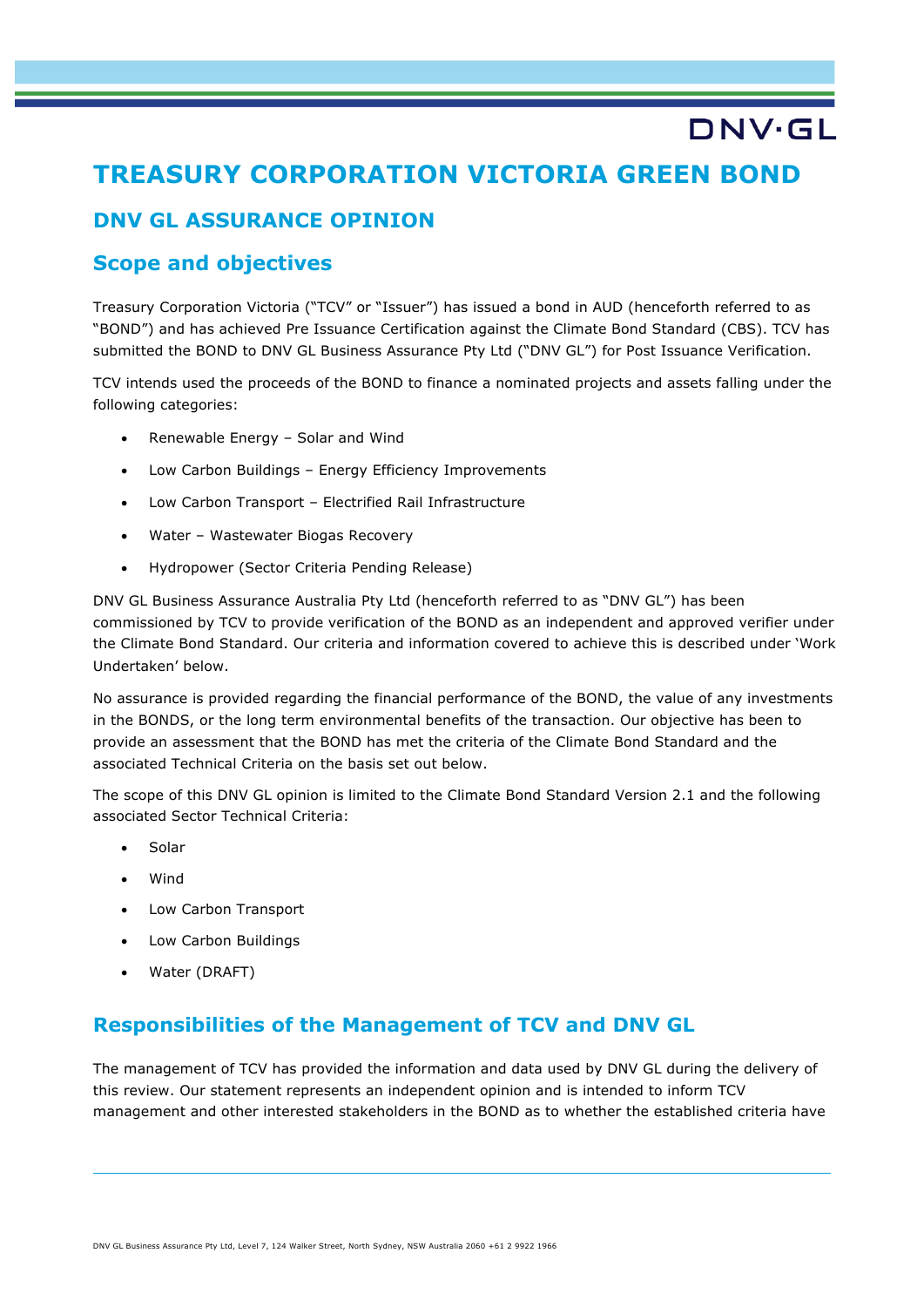# TREASURY CORPORATION VICTORIA GREEN BOND

## DNV GL ASSURANCE OPINION

## Scope and objectives

Treasury Corporation Victoria ("TCV" or "Issuer") has issued a bond in AUD (henceforth referred to as "BOND") and has achieved Pre Issuance Certification against the Climate Bond Standard (CBS). TCV has submitted the BOND to DNV GL Business Assurance Pty Ltd ("DNV GL") for Post Issuance Verification.

TCV intends used the proceeds of the BOND to finance a nominated projects and assets falling under the following categories:

- Renewable Energy – Solar and Wind
- Low Carbon Buildings – Energy Efficiency Improvements
- Low Carbon Transport – Electrified Rail Infrastructure
- Water – Wastewater Biogas Recovery
- Hydropower (Sector Criteria Pending Release)

DNV GL Business Assurance Australia Pty Ltd (henceforth referred to as "DNV GL") has been commissioned by TCV to provide verification of the BOND as an independent and approved verifier under the Climate Bond Standard. Our criteria and information covered to achieve this is described under 'Work Undertaken' below.

No assurance is provided regarding the financial performance of the BOND, the value of any investments in the BONDS, or the long term environmental benefits of the transaction. Our objective has been to provide an assessment that the BOND has met the criteria of the Climate Bond Standard and the associated Technical Criteria on the basis set out below.

The scope of this DNV GL opinion is limited to the Climate Bond Standard Version 2.1 and the following associated Sector Technical Criteria:

- Solar
- Wind
- Low Carbon Transport
- Low Carbon Buildings
- Water (DRAFT)

## Responsibilities of the Management of TCV and DNV GL

The management of TCV has provided the information and data used by DNV GL during the delivery of this review. Our statement represents an independent opinion and is intended to inform TCV management and other interested stakeholders in the BOND as to whether the established criteria have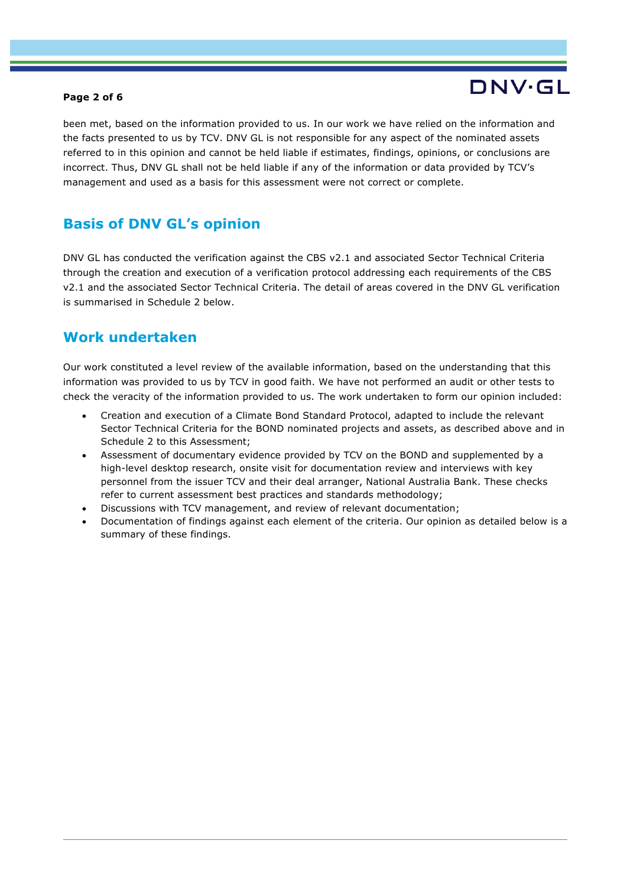been met, based on the information provided to us. In our work we have relied on the information and the facts presented to us by TCV. DNV GL is not responsible for any aspect of the nominated assets referred to in this opinion and cannot be held liable if estimates, findings, opinions, or conclusions are incorrect. Thus, DNV GL shall not be held liable if any of the information or data provided by TCV's management and used as a basis for this assessment were not correct or complete.

## Basis of DNV GL's opinion

DNV GL has conducted the verification against the CBS v2.1 and associated Sector Technical Criteria through the creation and execution of a verification protocol addressing each requirements of the CBS v2.1 and the associated Sector Technical Criteria. The detail of areas covered in the DNV GL verification is summarised in Schedule 2 below.

## Work undertaken

Our work constituted a level review of the available information, based on the understanding that this information was provided to us by TCV in good faith. We have not performed an audit or other tests to check the veracity of the information provided to us. The work undertaken to form our opinion included:

- Creation and execution of a Climate Bond Standard Protocol, adapted to include the relevant Sector Technical Criteria for the BOND nominated projects and assets, as described above and in Schedule 2 to this Assessment;
- Assessment of documentary evidence provided by TCV on the BOND and supplemented by a high-level desktop research, onsite visit for documentation review and interviews with key personnel from the issuer TCV and their deal arranger, National Australia Bank. These checks refer to current assessment best practices and standards methodology;
- Discussions with TCV management, and review of relevant documentation;
- Documentation of findings against each element of the criteria. Our opinion as detailed below is a summary of these findings.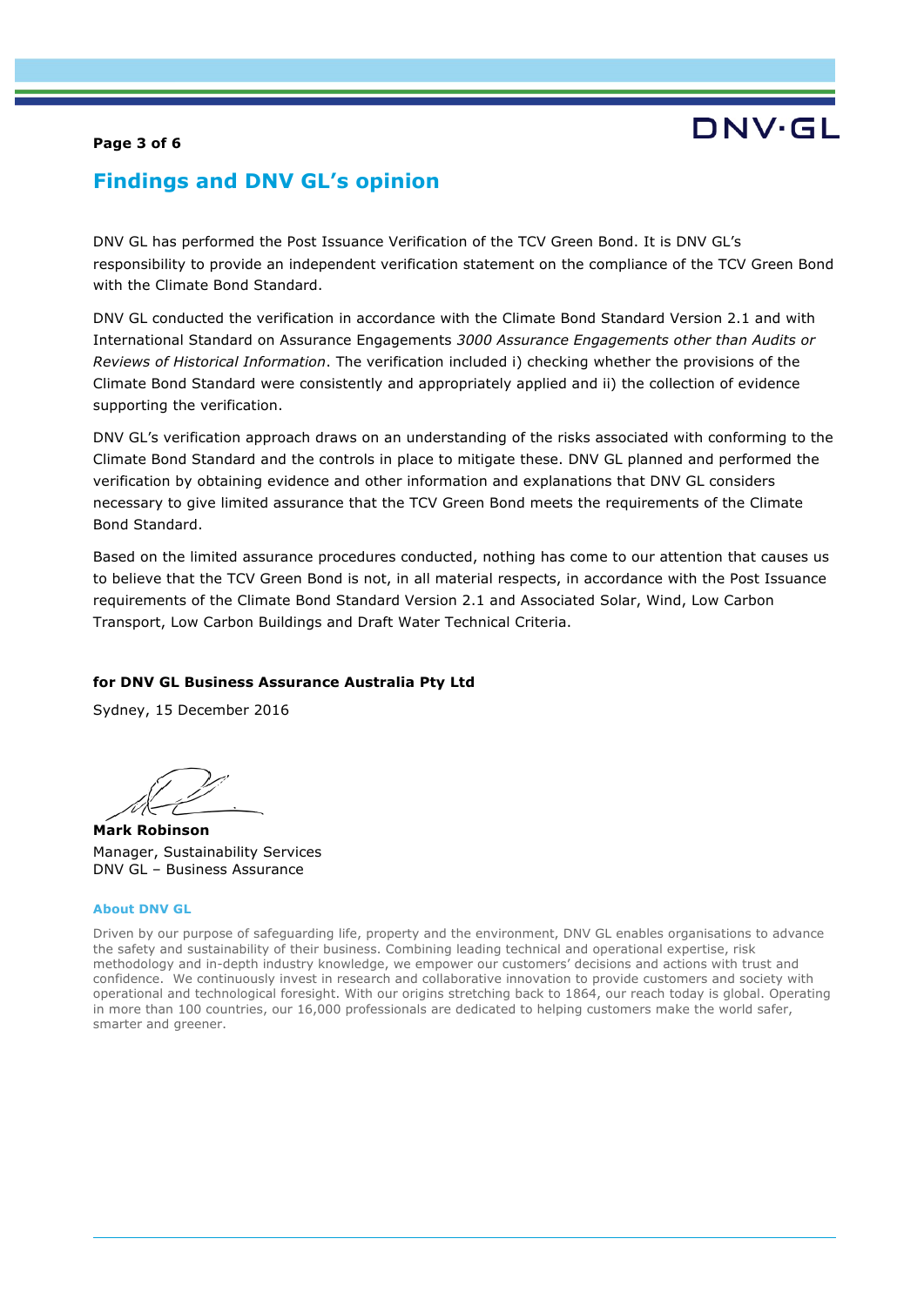## Findings and DNV GL's opinion

DNV GL has performed the Post Issuance Verification of the TCV Green Bond. It is DNV GL's responsibility to provide an independent verification statement on the compliance of the TCV Green Bond with the Climate Bond Standard.

DNV GL conducted the verification in accordance with the Climate Bond Standard Version 2.1 and with International Standard on Assurance Engagements *3000 Assurance Engagements other than Audits or Reviews of Historical Information*. The verification included i) checking whether the provisions of the Climate Bond Standard were consistently and appropriately applied and ii) the collection of evidence supporting the verification.

DNV GL's verification approach draws on an understanding of the risks associated with conforming to the Climate Bond Standard and the controls in place to mitigate these. DNV GL planned and performed the verification by obtaining evidence and other information and explanations that DNV GL considers necessary to give limited assurance that the TCV Green Bond meets the requirements of the Climate Bond Standard.

Based on the limited assurance procedures conducted, nothing has come to our attention that causes us to believe that the TCV Green Bond is not, in all material respects, in accordance with the Post Issuance requirements of the Climate Bond Standard Version 2.1 and Associated Solar, Wind, Low Carbon Transport, Low Carbon Buildings and Draft Water Technical Criteria.

**for DNV GL Business Assurance Australia Pty Ltd**

Sydney, 15 December 2016

**Mark Robinson**
Manager, Sustainability Services
DNV GL – Business Assurance

**About DNV GL**

Driven by our purpose of safeguarding life, property and the environment, DNV GL enables organisations to advance the safety and sustainability of their business. Combining leading technical and operational expertise, risk methodology and in-depth industry knowledge, we empower our customers' decisions and actions with trust and confidence. We continuously invest in research and collaborative innovation to provide customers and society with operational and technological foresight. With our origins stretching back to 1864, our reach today is global. Operating in more than 100 countries, our 16,000 professionals are dedicated to helping customers make the world safer, smarter and greener.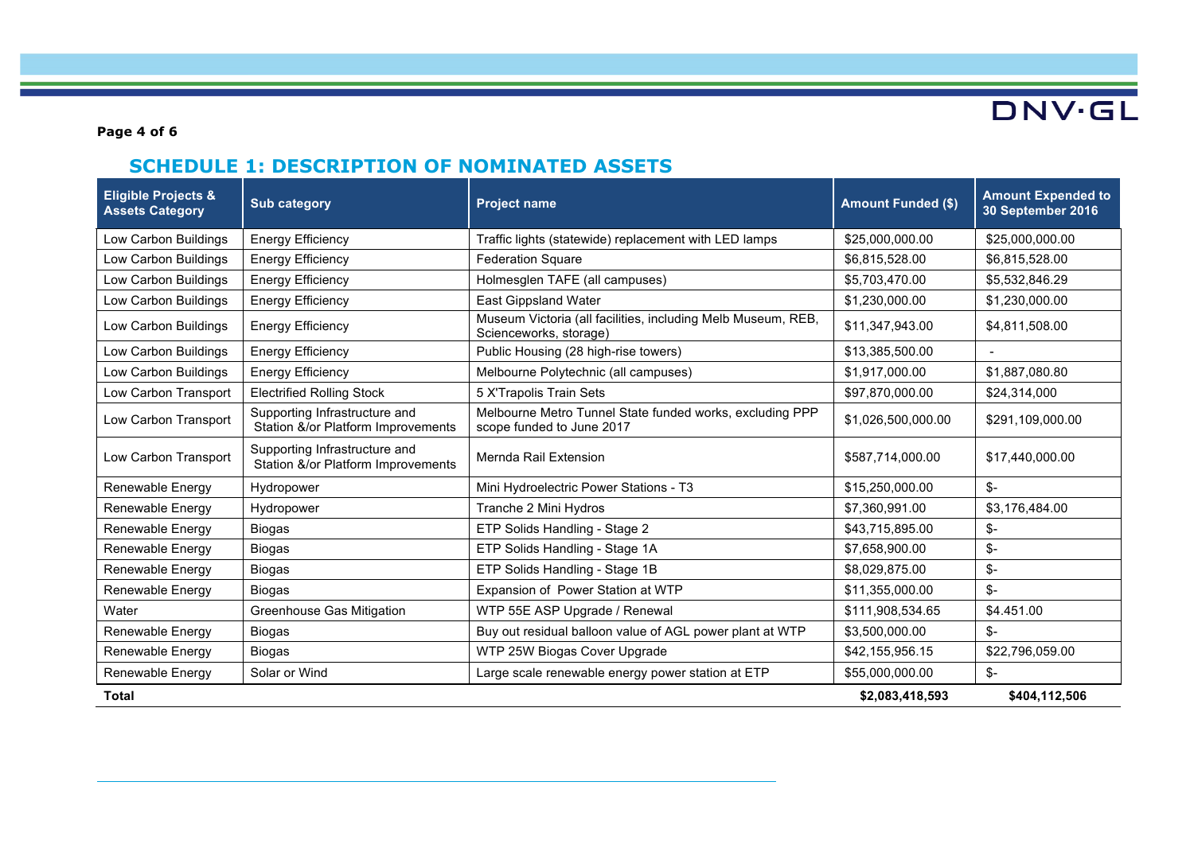## SCHEDULE 1: DESCRIPTION OF NOMINATED ASSETS

| Eligible Projects & Assets Category | Sub category | Project name | Amount Funded ($) | Amount Expended to 30 September 2016 |
|---|---|---|---|---|
| Low Carbon Buildings | Energy Efficiency | Traffic lights (statewide) replacement with LED lamps | $25,000,000.00 | $25,000,000.00 |
| Low Carbon Buildings | Energy Efficiency | Federation Square | $6,815,528.00 | $6,815,528.00 |
| Low Carbon Buildings | Energy Efficiency | Holmesglen TAFE (all campuses) | $5,703,470.00 | $5,532,846.29 |
| Low Carbon Buildings | Energy Efficiency | East Gippsland Water | $1,230,000.00 | $1,230,000.00 |
| Low Carbon Buildings | Energy Efficiency | Museum Victoria (all facilities, including Melb Museum, REB, Scienceworks, storage) | $11,347,943.00 | $4,811,508.00 |
| Low Carbon Buildings | Energy Efficiency | Public Housing (28 high-rise towers) | $13,385,500.00 | - |
| Low Carbon Buildings | Energy Efficiency | Melbourne Polytechnic (all campuses) | $1,917,000.00 | $1,887,080.80 |
| Low Carbon Transport | Electrified Rolling Stock | 5 X'Trapolis Train Sets | $97,870,000.00 | $24,314,000 |
| Low Carbon Transport | Supporting Infrastructure and Station &/or Platform Improvements | Melbourne Metro Tunnel State funded works, excluding PPP scope funded to June 2017 | $1,026,500,000.00 | $291,109,000.00 |
| Low Carbon Transport | Supporting Infrastructure and Station &/or Platform Improvements | Mernda Rail Extension | $587,714,000.00 | $17,440,000.00 |
| Renewable Energy | Hydropower | Mini Hydroelectric Power Stations - T3 | $15,250,000.00 | $- |
| Renewable Energy | Hydropower | Tranche 2 Mini Hydros | $7,360,991.00 | $3,176,484.00 |
| Renewable Energy | Biogas | ETP Solids Handling - Stage 2 | $43,715,895.00 | $- |
| Renewable Energy | Biogas | ETP Solids Handling - Stage 1A | $7,658,900.00 | $- |
| Renewable Energy | Biogas | ETP Solids Handling - Stage 1B | $8,029,875.00 | $- |
| Renewable Energy | Biogas | Expansion of Power Station at WTP | $11,355,000.00 | $- |
| Water | Greenhouse Gas Mitigation | WTP 55E ASP Upgrade / Renewal | $111,908,534.65 | $4.451.00 |
| Renewable Energy | Biogas | Buy out residual balloon value of AGL power plant at WTP | $3,500,000.00 | $- |
| Renewable Energy | Biogas | WTP 25W Biogas Cover Upgrade | $42,155,956.15 | $22,796,059.00 |
| Renewable Energy | Solar or Wind | Large scale renewable energy power station at ETP | $55,000,000.00 | $- |
| **Total** | | | **$2,083,418,593** | **$404,112,506** |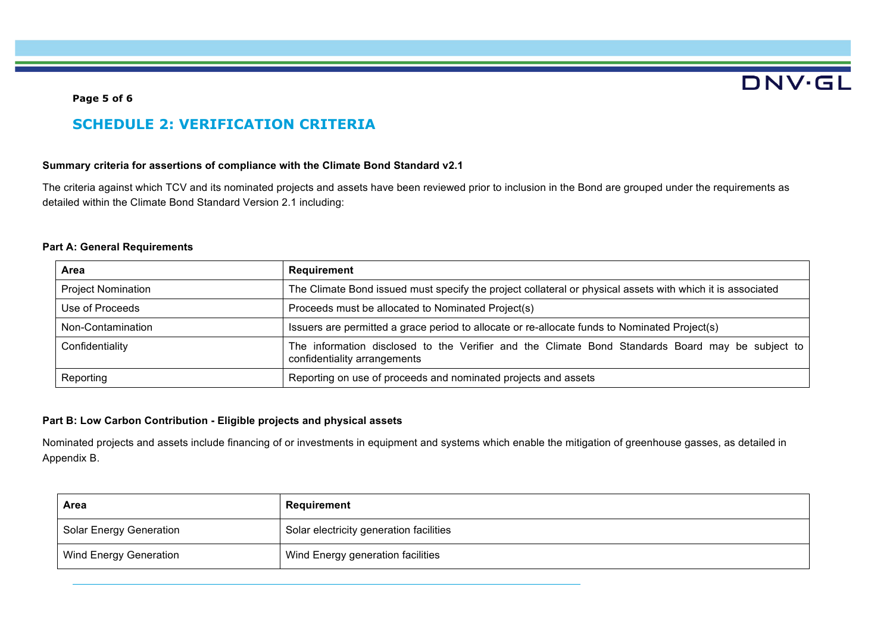## SCHEDULE 2: VERIFICATION CRITERIA

**Summary criteria for assertions of compliance with the Climate Bond Standard v2.1**

The criteria against which TCV and its nominated projects and assets have been reviewed prior to inclusion in the Bond are grouped under the requirements as detailed within the Climate Bond Standard Version 2.1 including:

**Part A: General Requirements**

| Area | Requirement |
|---|---|
| Project Nomination | The Climate Bond issued must specify the project collateral or physical assets with which it is associated |
| Use of Proceeds | Proceeds must be allocated to Nominated Project(s) |
| Non-Contamination | Issuers are permitted a grace period to allocate or re-allocate funds to Nominated Project(s) |
| Confidentiality | The information disclosed to the Verifier and the Climate Bond Standards Board may be subject to confidentiality arrangements |
| Reporting | Reporting on use of proceeds and nominated projects and assets |

**Part B: Low Carbon Contribution - Eligible projects and physical assets**

Nominated projects and assets include financing of or investments in equipment and systems which enable the mitigation of greenhouse gasses, as detailed in Appendix B.

| Area | Requirement |
|---|---|
| Solar Energy Generation | Solar electricity generation facilities |
| Wind Energy Generation | Wind Energy generation facilities |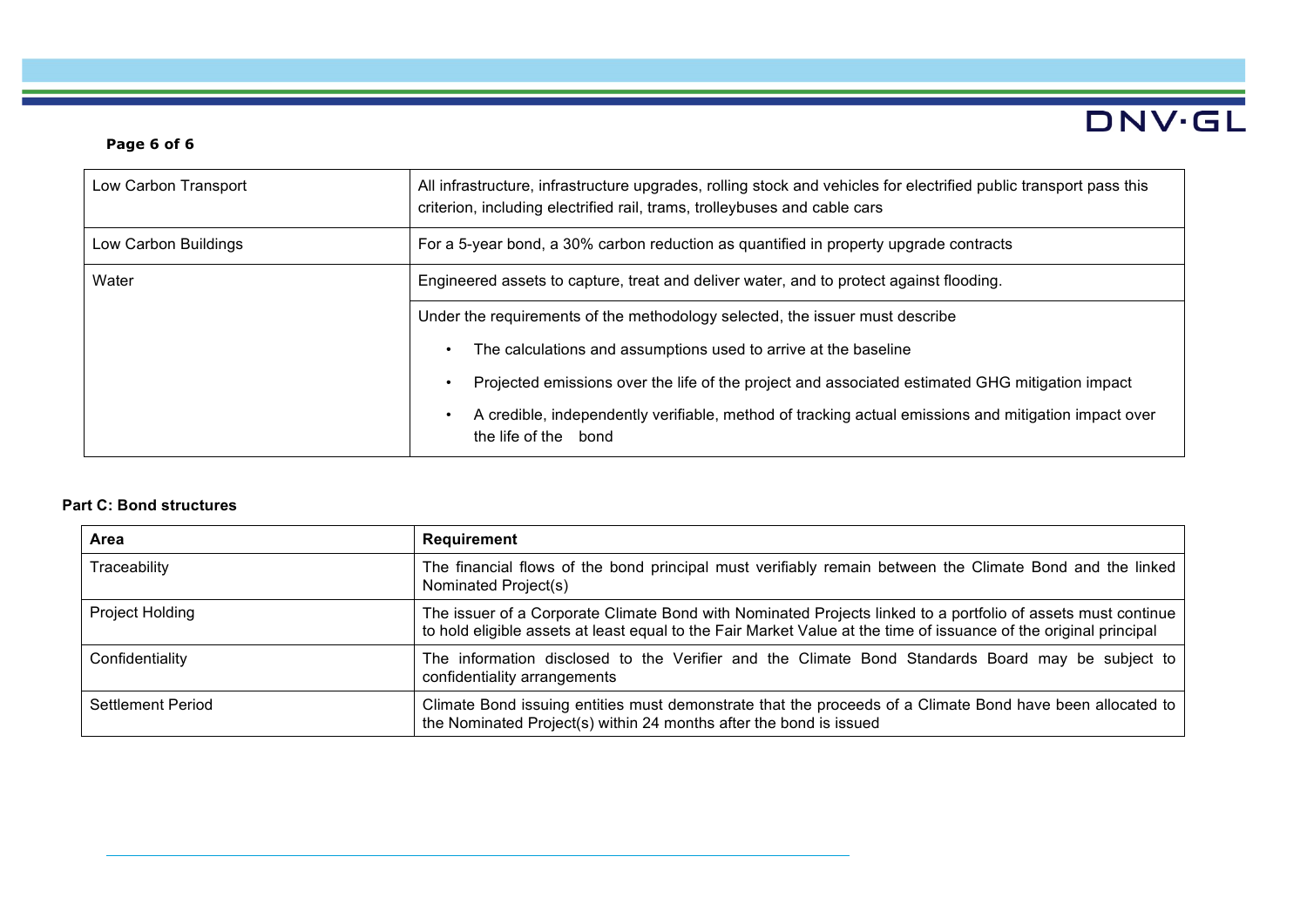| | |
|---|---|
| Low Carbon Transport | All infrastructure, infrastructure upgrades, rolling stock and vehicles for electrified public transport pass this criterion, including electrified rail, trams, trolleybuses and cable cars |
| Low Carbon Buildings | For a 5-year bond, a 30% carbon reduction as quantified in property upgrade contracts |
| Water | Engineered assets to capture, treat and deliver water, and to protect against flooding. |
| | Under the requirements of the methodology selected, the issuer must describe<br>• The calculations and assumptions used to arrive at the baseline<br>• Projected emissions over the life of the project and associated estimated GHG mitigation impact<br>• A credible, independently verifiable, method of tracking actual emissions and mitigation impact over the life of the bond |

**Part C: Bond structures**

| Area | Requirement |
|---|---|
| Traceability | The financial flows of the bond principal must verifiably remain between the Climate Bond and the linked Nominated Project(s) |
| Project Holding | The issuer of a Corporate Climate Bond with Nominated Projects linked to a portfolio of assets must continue to hold eligible assets at least equal to the Fair Market Value at the time of issuance of the original principal |
| Confidentiality | The information disclosed to the Verifier and the Climate Bond Standards Board may be subject to confidentiality arrangements |
| Settlement Period | Climate Bond issuing entities must demonstrate that the proceeds of a Climate Bond have been allocated to the Nominated Project(s) within 24 months after the bond is issued |